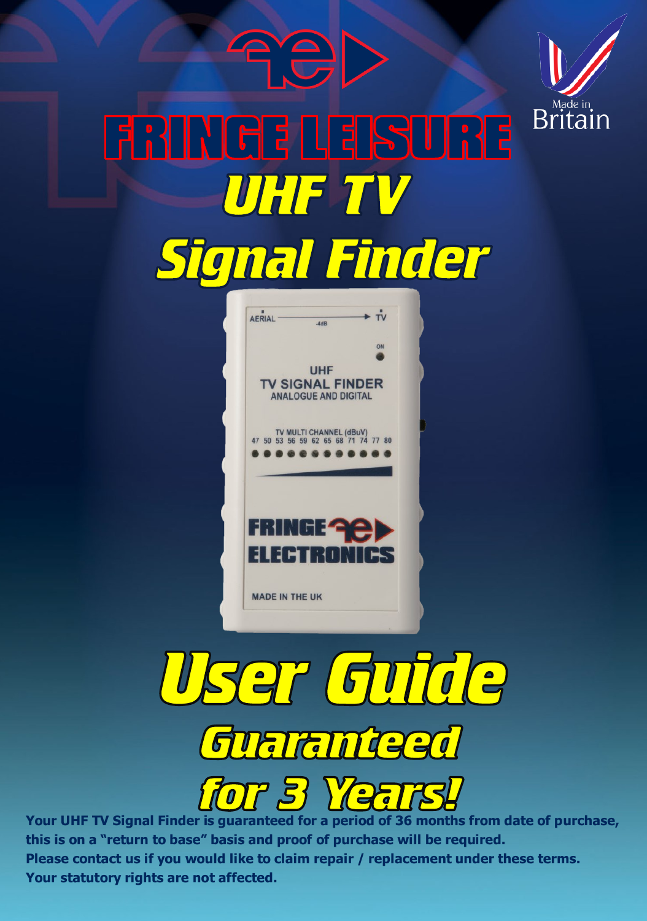# FRINGE LEISURE

# UHF TV Signal Finder

Made in Britain

AERIAL -4dB TV

ON

UHF
TV SIGNAL FINDER
ANALOGUE AND DIGITAL

TV MULTI CHANNEL (dBuV)
47 50 53 56 59 62 65 68 71 74 77 80

FRINGE ELECTRONICS

MADE IN THE UK

# User Guide

## Guaranteed for 3 Years!

**Your UHF TV Signal Finder is guaranteed for a period of 36 months from date of purchase, this is on a "return to base" basis and proof of purchase will be required.**
**Please contact us if you would like to claim repair / replacement under these terms.**
**Your statutory rights are not affected.**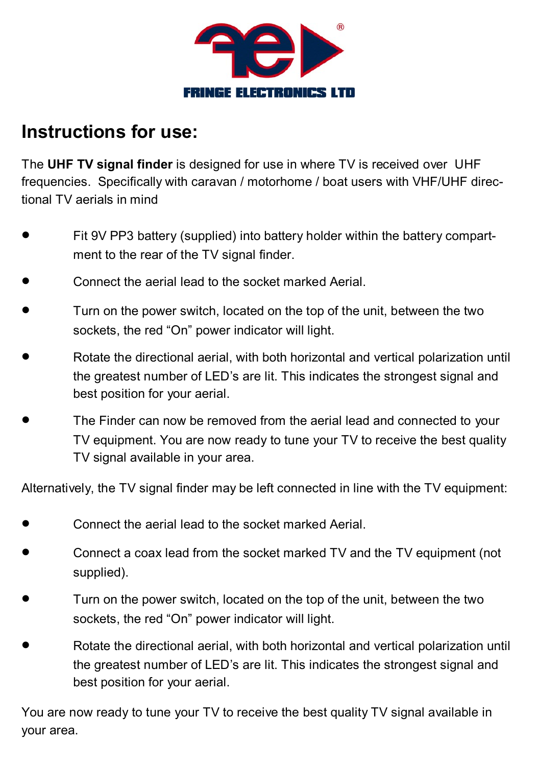FRINGE ELECTRONICS LTD

# Instructions for use:

The **UHF TV signal finder** is designed for use in where TV is received over UHF frequencies. Specifically with caravan / motorhome / boat users with VHF/UHF directional TV aerials in mind

- Fit 9V PP3 battery (supplied) into battery holder within the battery compartment to the rear of the TV signal finder.
- Connect the aerial lead to the socket marked Aerial.
- Turn on the power switch, located on the top of the unit, between the two sockets, the red “On” power indicator will light.
- Rotate the directional aerial, with both horizontal and vertical polarization until the greatest number of LED’s are lit. This indicates the strongest signal and best position for your aerial.
- The Finder can now be removed from the aerial lead and connected to your TV equipment. You are now ready to tune your TV to receive the best quality TV signal available in your area.

Alternatively, the TV signal finder may be left connected in line with the TV equipment:

- Connect the aerial lead to the socket marked Aerial.
- Connect a coax lead from the socket marked TV and the TV equipment (not supplied).
- Turn on the power switch, located on the top of the unit, between the two sockets, the red “On” power indicator will light.
- Rotate the directional aerial, with both horizontal and vertical polarization until the greatest number of LED’s are lit. This indicates the strongest signal and best position for your aerial.

You are now ready to tune your TV to receive the best quality TV signal available in your area.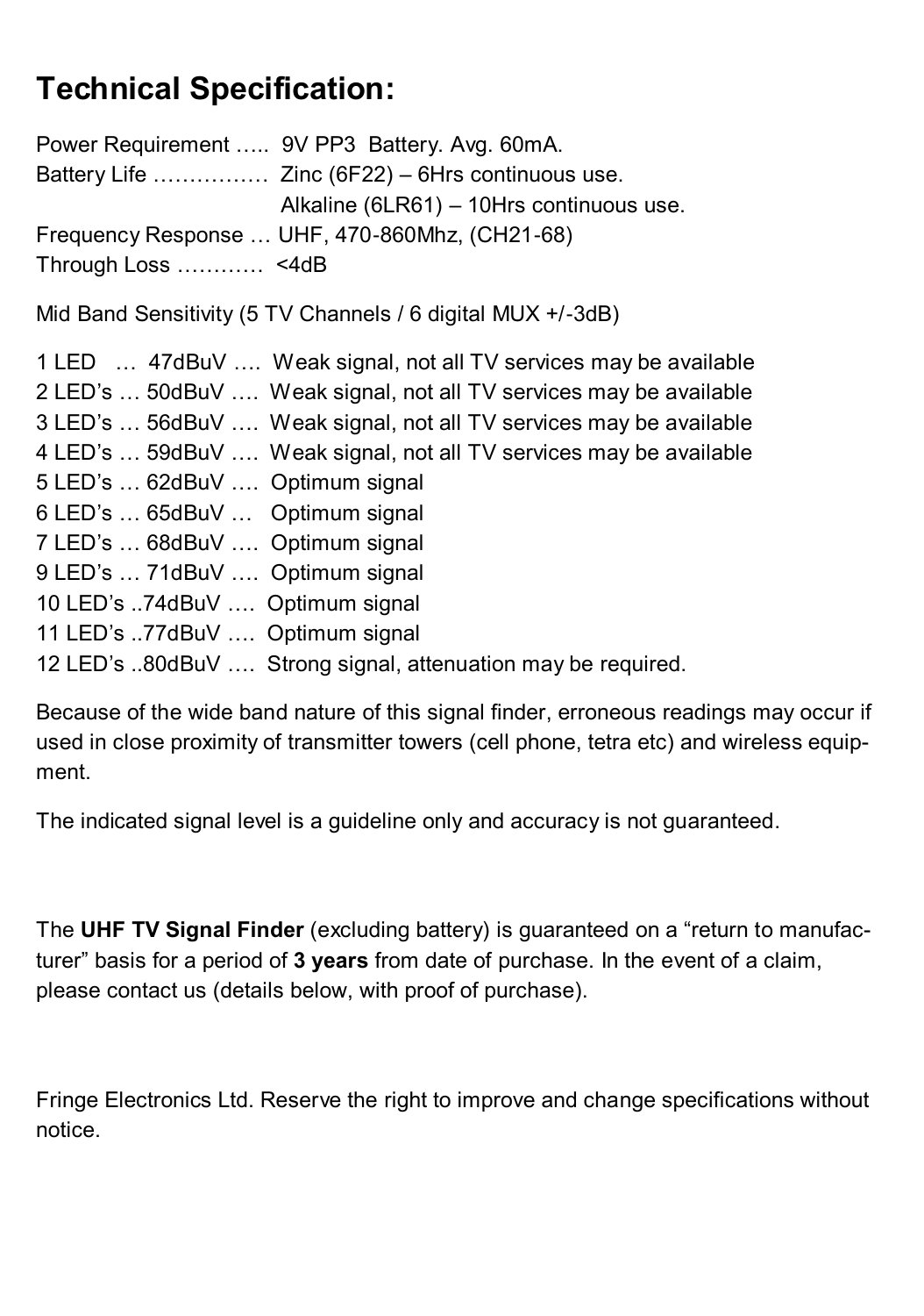# Technical Specification:

Power Requirement ….. 9V PP3 Battery. Avg. 60mA.
Battery Life ……………. Zinc (6F22) – 6Hrs continuous use.
Alkaline (6LR61) – 10Hrs continuous use.
Frequency Response … UHF, 470-860Mhz, (CH21-68)
Through Loss ………… <4dB

Mid Band Sensitivity (5 TV Channels / 6 digital MUX +/-3dB)

1 LED … 47dBuV …. Weak signal, not all TV services may be available
2 LED's … 50dBuV …. Weak signal, not all TV services may be available
3 LED's … 56dBuV …. Weak signal, not all TV services may be available
4 LED's … 59dBuV …. Weak signal, not all TV services may be available
5 LED's … 62dBuV …. Optimum signal
6 LED's … 65dBuV … Optimum signal
7 LED's … 68dBuV …. Optimum signal
9 LED's … 71dBuV …. Optimum signal
10 LED's ..74dBuV …. Optimum signal
11 LED's ..77dBuV …. Optimum signal
12 LED's ..80dBuV …. Strong signal, attenuation may be required.

Because of the wide band nature of this signal finder, erroneous readings may occur if used in close proximity of transmitter towers (cell phone, tetra etc) and wireless equipment.

The indicated signal level is a guideline only and accuracy is not guaranteed.

The **UHF TV Signal Finder** (excluding battery) is guaranteed on a "return to manufacturer" basis for a period of **3 years** from date of purchase. In the event of a claim, please contact us (details below, with proof of purchase).

Fringe Electronics Ltd. Reserve the right to improve and change specifications without notice.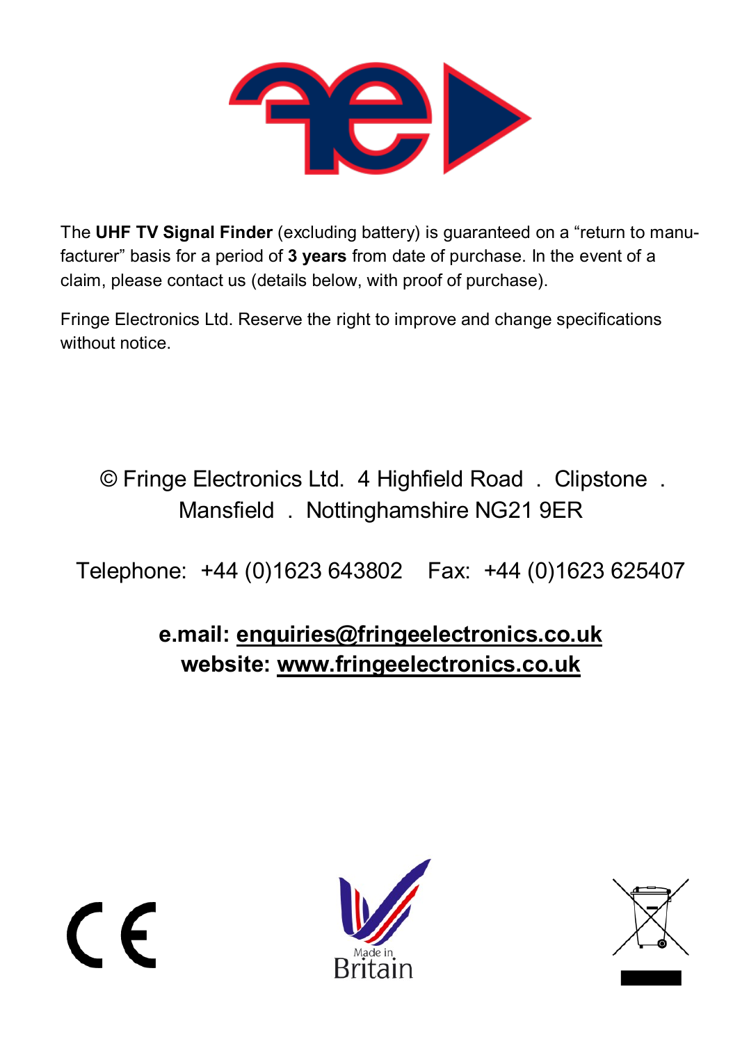The **UHF TV Signal Finder** (excluding battery) is guaranteed on a "return to manufacturer" basis for a period of **3 years** from date of purchase. In the event of a claim, please contact us (details below, with proof of purchase).

Fringe Electronics Ltd. Reserve the right to improve and change specifications without notice.

© Fringe Electronics Ltd. 4 Highfield Road . Clipstone . Mansfield . Nottinghamshire NG21 9ER

Telephone: +44 (0)1623 643802 Fax: +44 (0)1623 625407

**e.mail: enquiries@fringeelectronics.co.uk**
**website: www.fringeelectronics.co.uk**

Made in Britain